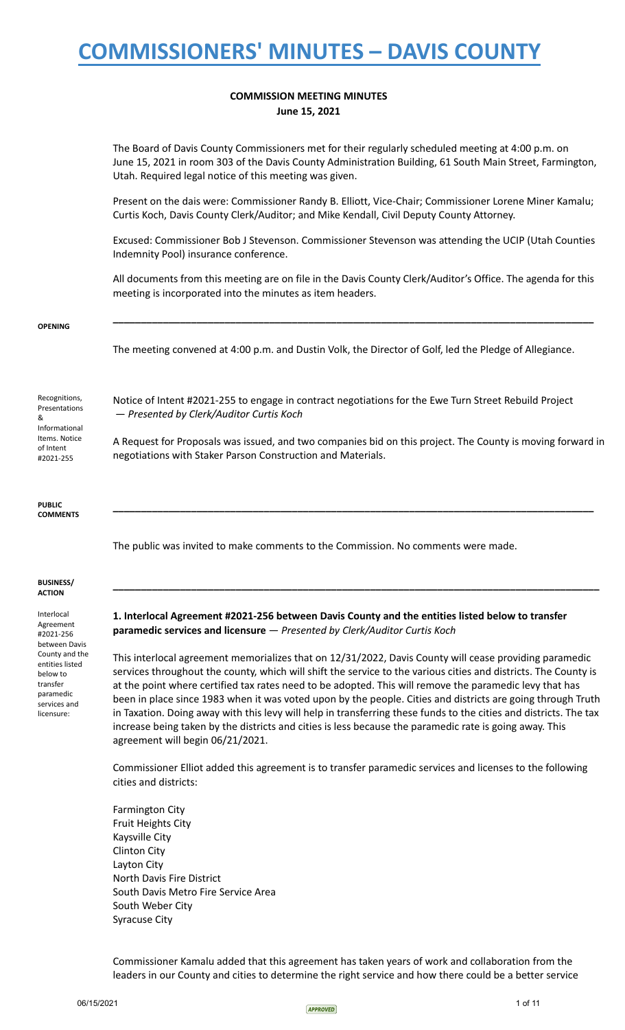# COMMISSIONERS' MINUTES – DAVIS COUNTY

**COMMISSION MEETING MINUTES**
**June 15, 2021**

The Board of Davis County Commissioners met for their regularly scheduled meeting at 4:00 p.m. on June 15, 2021 in room 303 of the Davis County Administration Building, 61 South Main Street, Farmington, Utah. Required legal notice of this meeting was given.

Present on the dais were: Commissioner Randy B. Elliott, Vice-Chair; Commissioner Lorene Miner Kamalu; Curtis Koch, Davis County Clerk/Auditor; and Mike Kendall, Civil Deputy County Attorney.

Excused: Commissioner Bob J Stevenson. Commissioner Stevenson was attending the UCIP (Utah Counties Indemnity Pool) insurance conference.

All documents from this meeting are on file in the Davis County Clerk/Auditor's Office. The agenda for this meeting is incorporated into the minutes as item headers.

---

**OPENING**

The meeting convened at 4:00 p.m. and Dustin Volk, the Director of Golf, led the Pledge of Allegiance.

Recognitions, Presentations & Informational Items. Notice of Intent #2021-255

Notice of Intent #2021-255 to engage in contract negotiations for the Ewe Turn Street Rebuild Project — *Presented by Clerk/Auditor Curtis Koch*

A Request for Proposals was issued, and two companies bid on this project. The County is moving forward in negotiations with Staker Parson Construction and Materials.

---

**PUBLIC COMMENTS**

The public was invited to make comments to the Commission. No comments were made.

---

**BUSINESS/ ACTION**

Interlocal Agreement #2021-256 between Davis County and the entities listed below to transfer paramedic services and licensure:

**1. Interlocal Agreement #2021-256 between Davis County and the entities listed below to transfer paramedic services and licensure** — *Presented by Clerk/Auditor Curtis Koch*

This interlocal agreement memorializes that on 12/31/2022, Davis County will cease providing paramedic services throughout the county, which will shift the service to the various cities and districts. The County is at the point where certified tax rates need to be adopted. This will remove the paramedic levy that has been in place since 1983 when it was voted upon by the people. Cities and districts are going through Truth in Taxation. Doing away with this levy will help in transferring these funds to the cities and districts. The tax increase being taken by the districts and cities is less because the paramedic rate is going away. This agreement will begin 06/21/2021.

Commissioner Elliot added this agreement is to transfer paramedic services and licenses to the following cities and districts:

Farmington City
Fruit Heights City
Kaysville City
Clinton City
Layton City
North Davis Fire District
South Davis Metro Fire Service Area
South Weber City
Syracuse City

Commissioner Kamalu added that this agreement has taken years of work and collaboration from the leaders in our County and cities to determine the right service and how there could be a better service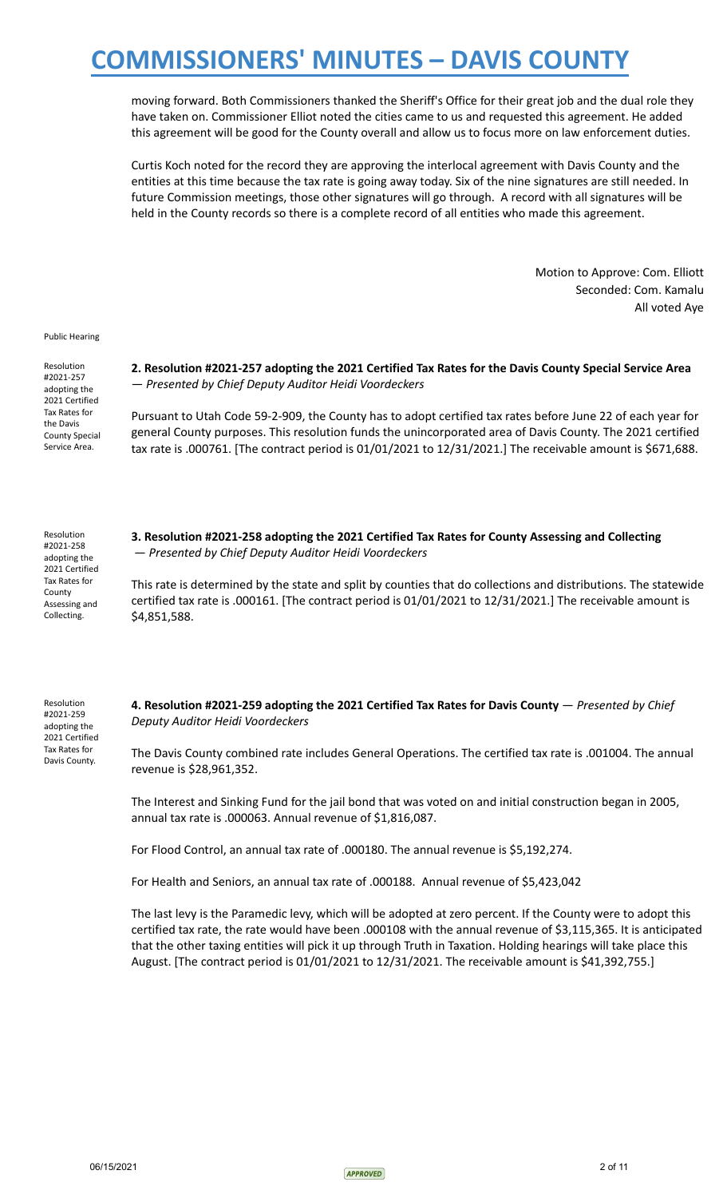moving forward. Both Commissioners thanked the Sheriff's Office for their great job and the dual role they have taken on. Commissioner Elliot noted the cities came to us and requested this agreement. He added this agreement will be good for the County overall and allow us to focus more on law enforcement duties.

Curtis Koch noted for the record they are approving the interlocal agreement with Davis County and the entities at this time because the tax rate is going away today. Six of the nine signatures are still needed. In future Commission meetings, those other signatures will go through. A record with all signatures will be held in the County records so there is a complete record of all entities who made this agreement.

Motion to Approve: Com. Elliott
Seconded: Com. Kamalu
All voted Aye

Public Hearing

Resolution #2021-257 adopting the 2021 Certified Tax Rates for the Davis County Special Service Area.

**2. Resolution #2021-257 adopting the 2021 Certified Tax Rates for the Davis County Special Service Area** — *Presented by Chief Deputy Auditor Heidi Voordeckers*

Pursuant to Utah Code 59-2-909, the County has to adopt certified tax rates before June 22 of each year for general County purposes. This resolution funds the unincorporated area of Davis County. The 2021 certified tax rate is .000761. [The contract period is 01/01/2021 to 12/31/2021.] The receivable amount is $671,688.

Resolution #2021-258 adopting the 2021 Certified Tax Rates for County Assessing and Collecting.

**3. Resolution #2021-258 adopting the 2021 Certified Tax Rates for County Assessing and Collecting** — *Presented by Chief Deputy Auditor Heidi Voordeckers*

This rate is determined by the state and split by counties that do collections and distributions. The statewide certified tax rate is .000161. [The contract period is 01/01/2021 to 12/31/2021.] The receivable amount is $4,851,588.

Resolution #2021-259 adopting the 2021 Certified Tax Rates for Davis County.

**4. Resolution #2021-259 adopting the 2021 Certified Tax Rates for Davis County** — *Presented by Chief Deputy Auditor Heidi Voordeckers*

The Davis County combined rate includes General Operations. The certified tax rate is .001004. The annual revenue is $28,961,352.

The Interest and Sinking Fund for the jail bond that was voted on and initial construction began in 2005, annual tax rate is .000063. Annual revenue of $1,816,087.

For Flood Control, an annual tax rate of .000180. The annual revenue is $5,192,274.

For Health and Seniors, an annual tax rate of .000188. Annual revenue of $5,423,042

The last levy is the Paramedic levy, which will be adopted at zero percent. If the County were to adopt this certified tax rate, the rate would have been .000108 with the annual revenue of $3,115,365. It is anticipated that the other taxing entities will pick it up through Truth in Taxation. Holding hearings will take place this August. [The contract period is 01/01/2021 to 12/31/2021. The receivable amount is $41,392,755.]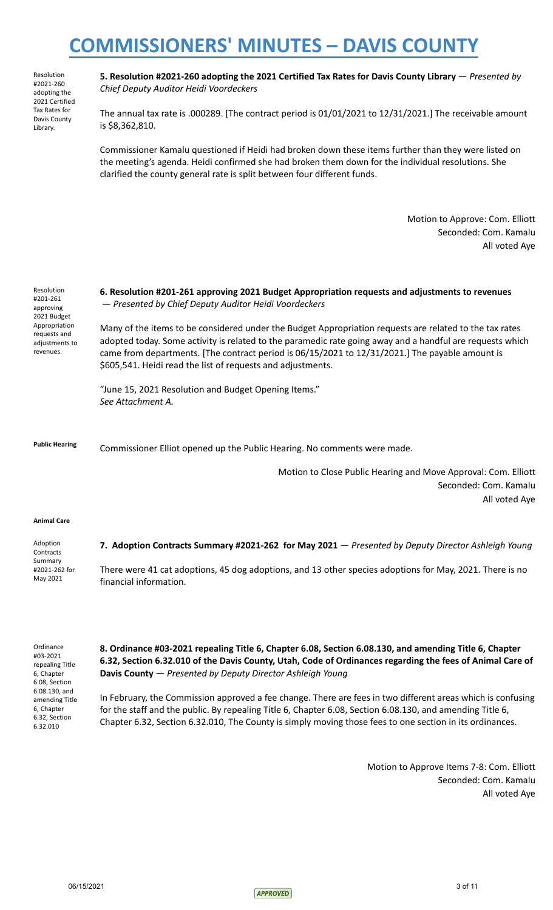Resolution #2021-260 adopting the 2021 Certified Tax Rates for Davis County Library.

**5. Resolution #2021-260 adopting the 2021 Certified Tax Rates for Davis County Library** — *Presented by Chief Deputy Auditor Heidi Voordeckers*

The annual tax rate is .000289. [The contract period is 01/01/2021 to 12/31/2021.] The receivable amount is $8,362,810.

Commissioner Kamalu questioned if Heidi had broken down these items further than they were listed on the meeting's agenda. Heidi confirmed she had broken them down for the individual resolutions. She clarified the county general rate is split between four different funds.

Motion to Approve: Com. Elliott
Seconded: Com. Kamalu
All voted Aye

Resolution #201-261 approving 2021 Budget Appropriation requests and adjustments to revenues.

**6. Resolution #201-261 approving 2021 Budget Appropriation requests and adjustments to revenues** — *Presented by Chief Deputy Auditor Heidi Voordeckers*

Many of the items to be considered under the Budget Appropriation requests are related to the tax rates adopted today. Some activity is related to the paramedic rate going away and a handful are requests which came from departments. [The contract period is 06/15/2021 to 12/31/2021.] The payable amount is $605,541. Heidi read the list of requests and adjustments.

"June 15, 2021 Resolution and Budget Opening Items."
*See Attachment A.*

**Public Hearing**

Commissioner Elliot opened up the Public Hearing. No comments were made.

Motion to Close Public Hearing and Move Approval: Com. Elliott
Seconded: Com. Kamalu
All voted Aye

**Animal Care**

Adoption Contracts Summary #2021-262 for May 2021

**7. Adoption Contracts Summary #2021-262 for May 2021** — *Presented by Deputy Director Ashleigh Young*

There were 41 cat adoptions, 45 dog adoptions, and 13 other species adoptions for May, 2021. There is no financial information.

Ordinance #03-2021 repealing Title 6, Chapter 6.08, Section 6.08.130, and amending Title 6, Chapter 6.32, Section 6.32.010

**8. Ordinance #03-2021 repealing Title 6, Chapter 6.08, Section 6.08.130, and amending Title 6, Chapter 6.32, Section 6.32.010 of the Davis County, Utah, Code of Ordinances regarding the fees of Animal Care of Davis County** — *Presented by Deputy Director Ashleigh Young*

In February, the Commission approved a fee change. There are fees in two different areas which is confusing for the staff and the public. By repealing Title 6, Chapter 6.08, Section 6.08.130, and amending Title 6, Chapter 6.32, Section 6.32.010, The County is simply moving those fees to one section in its ordinances.

Motion to Approve Items 7-8: Com. Elliott
Seconded: Com. Kamalu
All voted Aye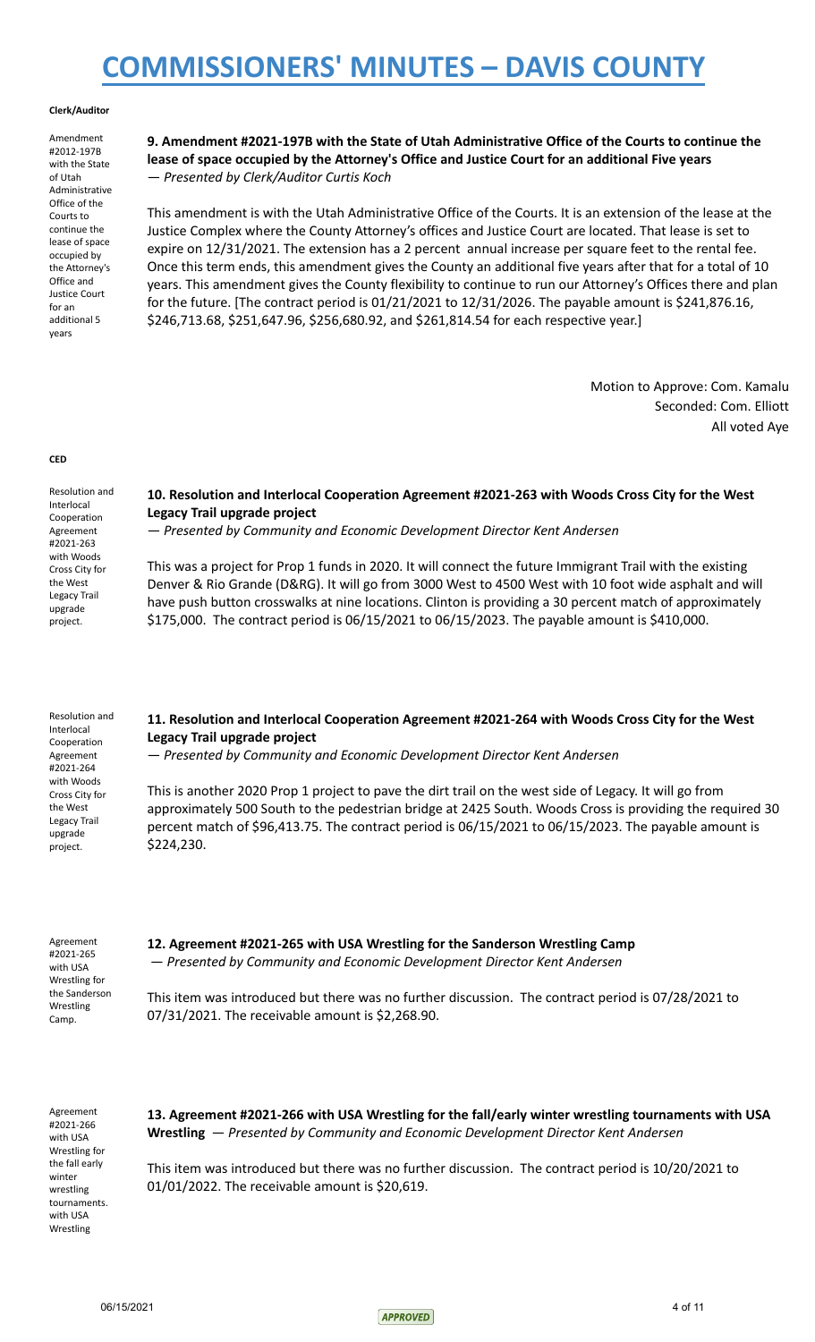# COMMISSIONERS' MINUTES – DAVIS COUNTY

**Clerk/Auditor**

Amendment #2012-197B with the State of Utah Administrative Office of the Courts to continue the lease of space occupied by the Attorney's Office and Justice Court for an additional 5 years

**9. Amendment #2021-197B with the State of Utah Administrative Office of the Courts to continue the lease of space occupied by the Attorney's Office and Justice Court for an additional Five years** *— Presented by Clerk/Auditor Curtis Koch*

This amendment is with the Utah Administrative Office of the Courts. It is an extension of the lease at the Justice Complex where the County Attorney's offices and Justice Court are located. That lease is set to expire on 12/31/2021. The extension has a 2 percent annual increase per square feet to the rental fee. Once this term ends, this amendment gives the County an additional five years after that for a total of 10 years. This amendment gives the County flexibility to continue to run our Attorney's Offices there and plan for the future. [The contract period is 01/21/2021 to 12/31/2026. The payable amount is $241,876.16, $246,713.68, $251,647.96, $256,680.92, and $261,814.54 for each respective year.]

Motion to Approve: Com. Kamalu
Seconded: Com. Elliott
All voted Aye

**CED**

Resolution and Interlocal Cooperation Agreement #2021-263 with Woods Cross City for the West Legacy Trail upgrade project.

**10. Resolution and Interlocal Cooperation Agreement #2021-263 with Woods Cross City for the West Legacy Trail upgrade project**
*— Presented by Community and Economic Development Director Kent Andersen*

This was a project for Prop 1 funds in 2020. It will connect the future Immigrant Trail with the existing Denver & Rio Grande (D&RG). It will go from 3000 West to 4500 West with 10 foot wide asphalt and will have push button crosswalks at nine locations. Clinton is providing a 30 percent match of approximately $175,000. The contract period is 06/15/2021 to 06/15/2023. The payable amount is $410,000.

Resolution and Interlocal Cooperation Agreement #2021-264 with Woods Cross City for the West Legacy Trail upgrade project.

**11. Resolution and Interlocal Cooperation Agreement #2021-264 with Woods Cross City for the West Legacy Trail upgrade project**
*— Presented by Community and Economic Development Director Kent Andersen*

This is another 2020 Prop 1 project to pave the dirt trail on the west side of Legacy. It will go from approximately 500 South to the pedestrian bridge at 2425 South. Woods Cross is providing the required 30 percent match of $96,413.75. The contract period is 06/15/2021 to 06/15/2023. The payable amount is $224,230.

Agreement #2021-265 with USA Wrestling for the Sanderson Wrestling Camp.

**12. Agreement #2021-265 with USA Wrestling for the Sanderson Wrestling Camp**
*— Presented by Community and Economic Development Director Kent Andersen*

This item was introduced but there was no further discussion. The contract period is 07/28/2021 to 07/31/2021. The receivable amount is $2,268.90.

Agreement #2021-266 with USA Wrestling for the fall early winter wrestling tournaments. with USA Wrestling

**13. Agreement #2021-266 with USA Wrestling for the fall/early winter wrestling tournaments with USA Wrestling** *— Presented by Community and Economic Development Director Kent Andersen*

This item was introduced but there was no further discussion. The contract period is 10/20/2021 to 01/01/2022. The receivable amount is $20,619.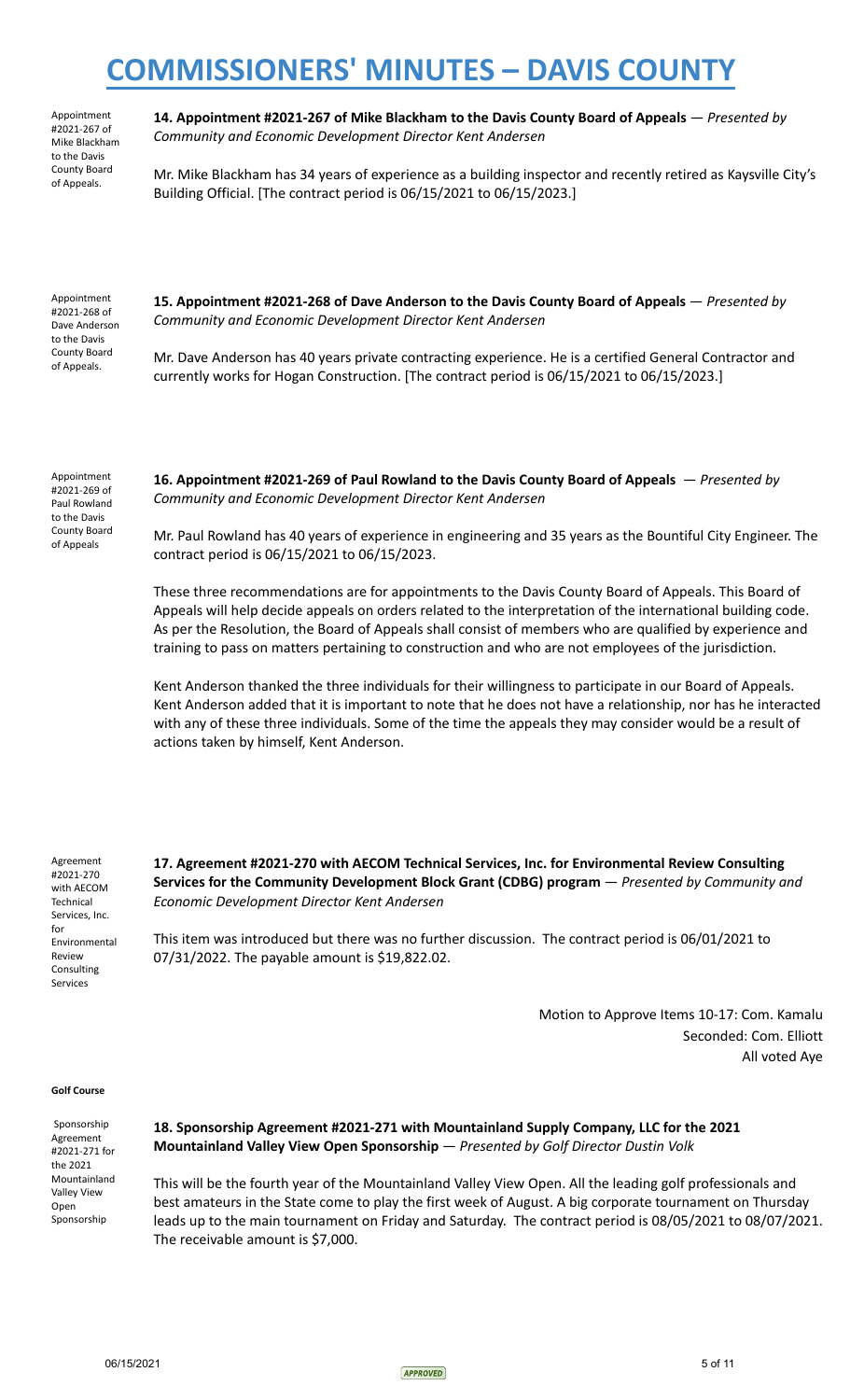Appointment #2021-267 of Mike Blackham to the Davis County Board of Appeals.

**14. Appointment #2021-267 of Mike Blackham to the Davis County Board of Appeals** — *Presented by Community and Economic Development Director Kent Andersen*

Mr. Mike Blackham has 34 years of experience as a building inspector and recently retired as Kaysville City's Building Official. [The contract period is 06/15/2021 to 06/15/2023.]

Appointment #2021-268 of Dave Anderson to the Davis County Board of Appeals.

**15. Appointment #2021-268 of Dave Anderson to the Davis County Board of Appeals** — *Presented by Community and Economic Development Director Kent Andersen*

Mr. Dave Anderson has 40 years private contracting experience. He is a certified General Contractor and currently works for Hogan Construction. [The contract period is 06/15/2021 to 06/15/2023.]

Appointment #2021-269 of Paul Rowland to the Davis County Board of Appeals

**16. Appointment #2021-269 of Paul Rowland to the Davis County Board of Appeals** — *Presented by Community and Economic Development Director Kent Andersen*

Mr. Paul Rowland has 40 years of experience in engineering and 35 years as the Bountiful City Engineer. The contract period is 06/15/2021 to 06/15/2023.

These three recommendations are for appointments to the Davis County Board of Appeals. This Board of Appeals will help decide appeals on orders related to the interpretation of the international building code. As per the Resolution, the Board of Appeals shall consist of members who are qualified by experience and training to pass on matters pertaining to construction and who are not employees of the jurisdiction.

Kent Anderson thanked the three individuals for their willingness to participate in our Board of Appeals. Kent Anderson added that it is important to note that he does not have a relationship, nor has he interacted with any of these three individuals. Some of the time the appeals they may consider would be a result of actions taken by himself, Kent Anderson.

Agreement #2021-270 with AECOM Technical Services, Inc. for Environmental Review Consulting Services

**17. Agreement #2021-270 with AECOM Technical Services, Inc. for Environmental Review Consulting Services for the Community Development Block Grant (CDBG) program** — *Presented by Community and Economic Development Director Kent Andersen*

This item was introduced but there was no further discussion. The contract period is 06/01/2021 to 07/31/2022. The payable amount is $19,822.02.

Motion to Approve Items 10-17: Com. Kamalu
Seconded: Com. Elliott
All voted Aye

**Golf Course**

Sponsorship Agreement #2021-271 for the 2021 Mountainland Valley View Open Sponsorship

**18. Sponsorship Agreement #2021-271 with Mountainland Supply Company, LLC for the 2021 Mountainland Valley View Open Sponsorship** — *Presented by Golf Director Dustin Volk*

This will be the fourth year of the Mountainland Valley View Open. All the leading golf professionals and best amateurs in the State come to play the first week of August. A big corporate tournament on Thursday leads up to the main tournament on Friday and Saturday. The contract period is 08/05/2021 to 08/07/2021. The receivable amount is $7,000.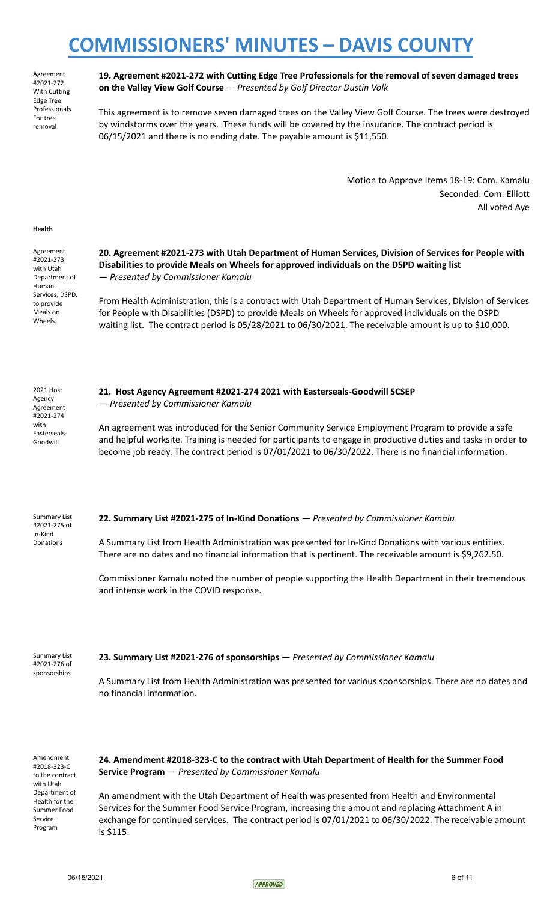Agreement #2021-272 With Cutting Edge Tree Professionals For tree removal

**19. Agreement #2021-272 with Cutting Edge Tree Professionals for the removal of seven damaged trees on the Valley View Golf Course** — *Presented by Golf Director Dustin Volk*

This agreement is to remove seven damaged trees on the Valley View Golf Course. The trees were destroyed by windstorms over the years. These funds will be covered by the insurance. The contract period is 06/15/2021 and there is no ending date. The payable amount is $11,550.

Motion to Approve Items 18-19: Com. Kamalu
Seconded: Com. Elliott
All voted Aye

**Health**

Agreement #2021-273 with Utah Department of Human Services, DSPD, to provide Meals on Wheels.

**20. Agreement #2021-273 with Utah Department of Human Services, Division of Services for People with Disabilities to provide Meals on Wheels for approved individuals on the DSPD waiting list** — *Presented by Commissioner Kamalu*

From Health Administration, this is a contract with Utah Department of Human Services, Division of Services for People with Disabilities (DSPD) to provide Meals on Wheels for approved individuals on the DSPD waiting list. The contract period is 05/28/2021 to 06/30/2021. The receivable amount is up to $10,000.

2021 Host Agency Agreement #2021-274 with Easterseals-Goodwill

**21. Host Agency Agreement #2021-274 2021 with Easterseals-Goodwill SCSEP** — *Presented by Commissioner Kamalu*

An agreement was introduced for the Senior Community Service Employment Program to provide a safe and helpful worksite. Training is needed for participants to engage in productive duties and tasks in order to become job ready. The contract period is 07/01/2021 to 06/30/2022. There is no financial information.

Summary List #2021-275 of In-Kind Donations

**22. Summary List #2021-275 of In-Kind Donations** — *Presented by Commissioner Kamalu*

A Summary List from Health Administration was presented for In-Kind Donations with various entities. There are no dates and no financial information that is pertinent. The receivable amount is $9,262.50.

Commissioner Kamalu noted the number of people supporting the Health Department in their tremendous and intense work in the COVID response.

Summary List #2021-276 of sponsorships

**23. Summary List #2021-276 of sponsorships** — *Presented by Commissioner Kamalu*

A Summary List from Health Administration was presented for various sponsorships. There are no dates and no financial information.

Amendment #2018-323-C to the contract with Utah Department of Health for the Summer Food Service Program

**24. Amendment #2018-323-C to the contract with Utah Department of Health for the Summer Food Service Program** — *Presented by Commissioner Kamalu*

An amendment with the Utah Department of Health was presented from Health and Environmental Services for the Summer Food Service Program, increasing the amount and replacing Attachment A in exchange for continued services. The contract period is 07/01/2021 to 06/30/2022. The receivable amount is $115.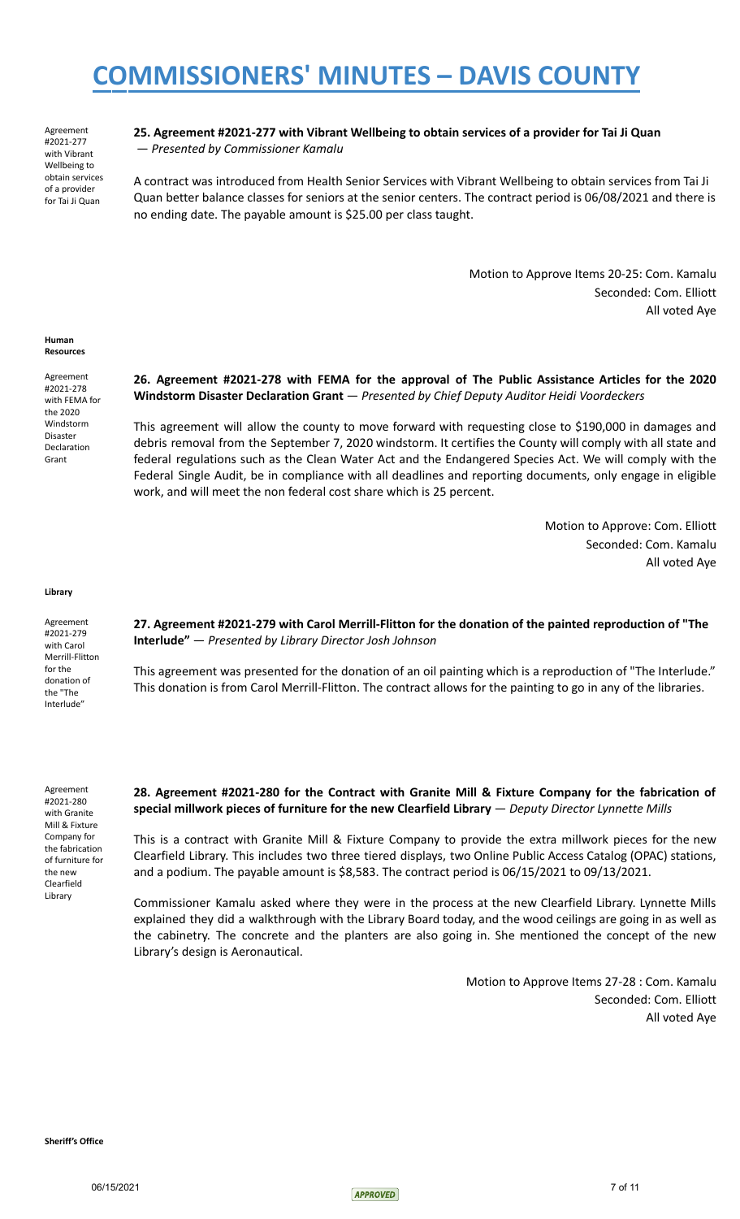Agreement #2021-277 with Vibrant Wellbeing to obtain services of a provider for Tai Ji Quan

**25. Agreement #2021-277 with Vibrant Wellbeing to obtain services of a provider for Tai Ji Quan** — *Presented by Commissioner Kamalu*

A contract was introduced from Health Senior Services with Vibrant Wellbeing to obtain services from Tai Ji Quan better balance classes for seniors at the senior centers. The contract period is 06/08/2021 and there is no ending date. The payable amount is $25.00 per class taught.

Motion to Approve Items 20-25: Com. Kamalu
Seconded: Com. Elliott
All voted Aye

**Human Resources**

Agreement #2021-278 with FEMA for the 2020 Windstorm Disaster Declaration Grant

**26. Agreement #2021-278 with FEMA for the approval of The Public Assistance Articles for the 2020 Windstorm Disaster Declaration Grant** — *Presented by Chief Deputy Auditor Heidi Voordeckers*

This agreement will allow the county to move forward with requesting close to $190,000 in damages and debris removal from the September 7, 2020 windstorm. It certifies the County will comply with all state and federal regulations such as the Clean Water Act and the Endangered Species Act. We will comply with the Federal Single Audit, be in compliance with all deadlines and reporting documents, only engage in eligible work, and will meet the non federal cost share which is 25 percent.

Motion to Approve: Com. Elliott
Seconded: Com. Kamalu
All voted Aye

**Library**

Agreement #2021-279 with Carol Merrill-Flitton for the donation of the "The Interlude"

**27. Agreement #2021-279 with Carol Merrill-Flitton for the donation of the painted reproduction of "The Interlude"** — *Presented by Library Director Josh Johnson*

This agreement was presented for the donation of an oil painting which is a reproduction of "The Interlude." This donation is from Carol Merrill-Flitton. The contract allows for the painting to go in any of the libraries.

Agreement #2021-280 with Granite Mill & Fixture Company for the fabrication of furniture for the new Clearfield Library

**28. Agreement #2021-280 for the Contract with Granite Mill & Fixture Company for the fabrication of special millwork pieces of furniture for the new Clearfield Library** — *Deputy Director Lynnette Mills*

This is a contract with Granite Mill & Fixture Company to provide the extra millwork pieces for the new Clearfield Library. This includes two three tiered displays, two Online Public Access Catalog (OPAC) stations, and a podium. The payable amount is $8,583. The contract period is 06/15/2021 to 09/13/2021.

Commissioner Kamalu asked where they were in the process at the new Clearfield Library. Lynnette Mills explained they did a walkthrough with the Library Board today, and the wood ceilings are going in as well as the cabinetry. The concrete and the planters are also going in. She mentioned the concept of the new Library's design is Aeronautical.

Motion to Approve Items 27-28 : Com. Kamalu
Seconded: Com. Elliott
All voted Aye

**Sheriff's Office**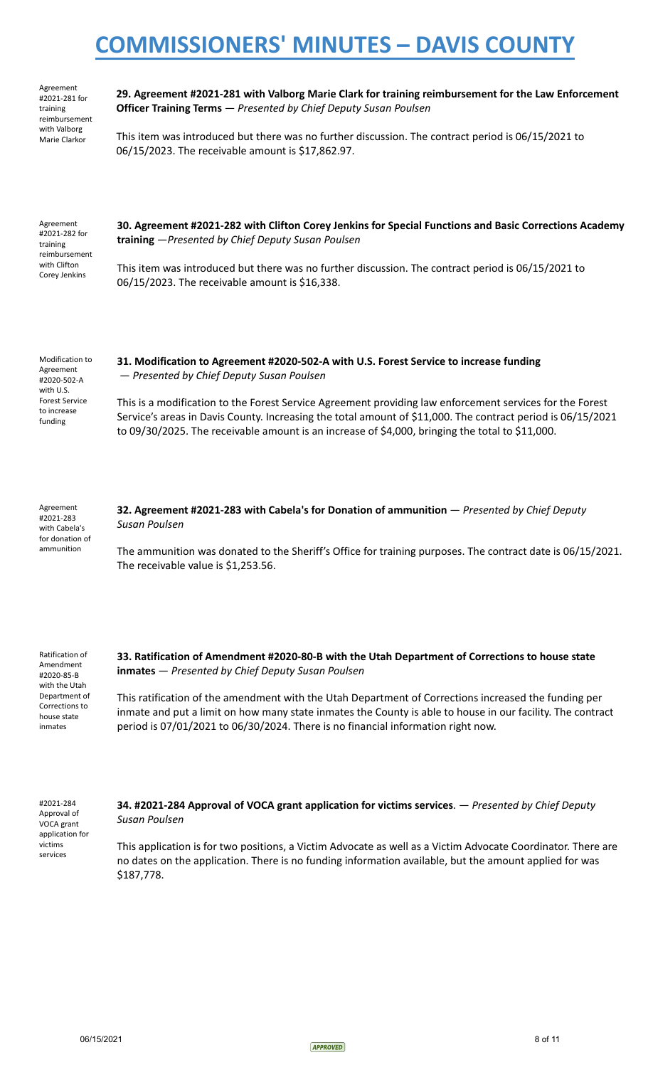Agreement #2021-281 for training reimbursement with Valborg Marie Clarkor

**29. Agreement #2021-281 with Valborg Marie Clark for training reimbursement for the Law Enforcement Officer Training Terms** — *Presented by Chief Deputy Susan Poulsen*

This item was introduced but there was no further discussion. The contract period is 06/15/2021 to 06/15/2023. The receivable amount is $17,862.97.

Agreement #2021-282 for training reimbursement with Clifton Corey Jenkins

**30. Agreement #2021-282 with Clifton Corey Jenkins for Special Functions and Basic Corrections Academy training** —*Presented by Chief Deputy Susan Poulsen*

This item was introduced but there was no further discussion. The contract period is 06/15/2021 to 06/15/2023. The receivable amount is $16,338.

Modification to Agreement #2020-502-A with U.S. Forest Service to increase funding

**31. Modification to Agreement #2020-502-A with U.S. Forest Service to increase funding** — *Presented by Chief Deputy Susan Poulsen*

This is a modification to the Forest Service Agreement providing law enforcement services for the Forest Service's areas in Davis County. Increasing the total amount of $11,000. The contract period is 06/15/2021 to 09/30/2025. The receivable amount is an increase of $4,000, bringing the total to $11,000.

Agreement #2021-283 with Cabela's for donation of ammunition

**32. Agreement #2021-283 with Cabela's for Donation of ammunition** — *Presented by Chief Deputy Susan Poulsen*

The ammunition was donated to the Sheriff's Office for training purposes. The contract date is 06/15/2021. The receivable value is $1,253.56.

Ratification of Amendment #2020-85-B with the Utah Department of Corrections to house state inmates

**33. Ratification of Amendment #2020-80-B with the Utah Department of Corrections to house state inmates** — *Presented by Chief Deputy Susan Poulsen*

This ratification of the amendment with the Utah Department of Corrections increased the funding per inmate and put a limit on how many state inmates the County is able to house in our facility. The contract period is 07/01/2021 to 06/30/2024. There is no financial information right now.

#2021-284 Approval of VOCA grant application for victims services

**34. #2021-284 Approval of VOCA grant application for victims services**. — *Presented by Chief Deputy Susan Poulsen*

This application is for two positions, a Victim Advocate as well as a Victim Advocate Coordinator. There are no dates on the application. There is no funding information available, but the amount applied for was $187,778.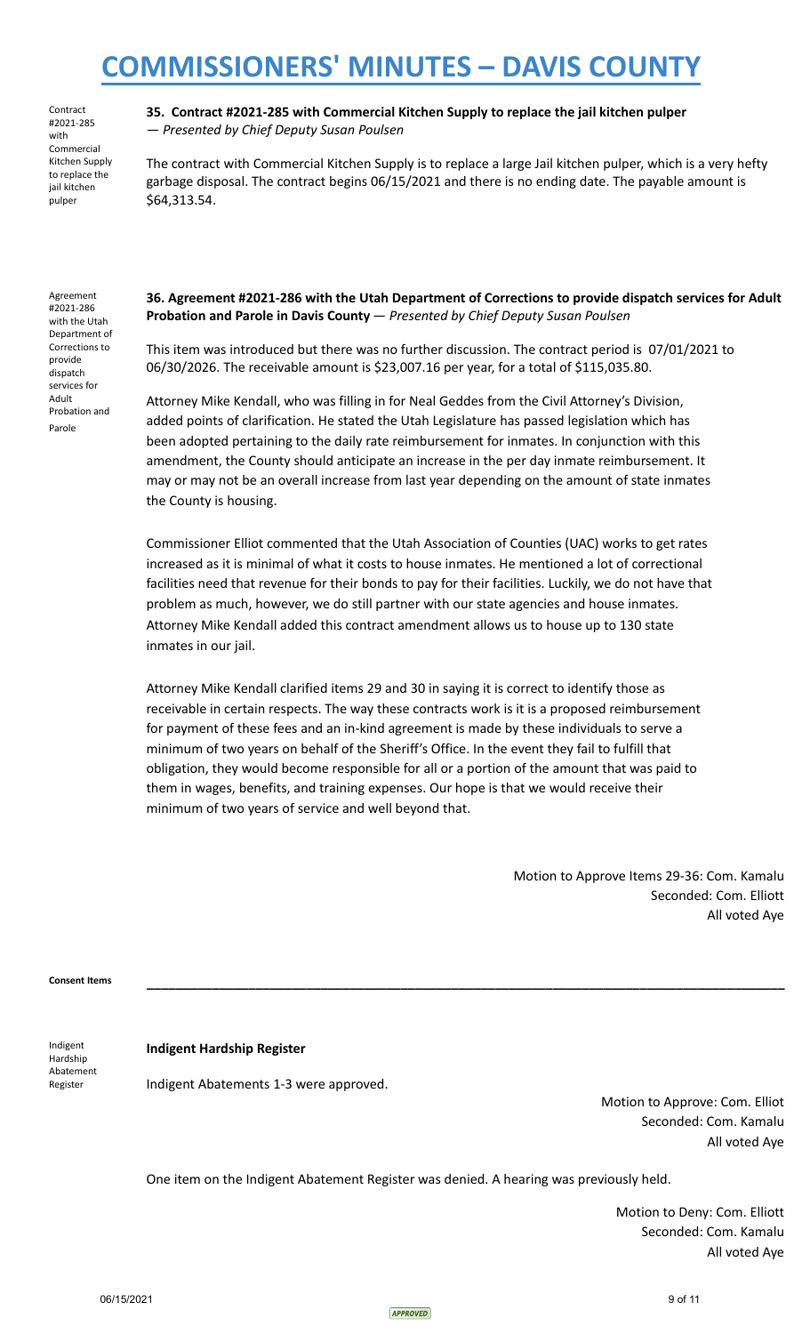Contract #2021-285 with Commercial Kitchen Supply to replace the jail kitchen pulper

**35. Contract #2021-285 with Commercial Kitchen Supply to replace the jail kitchen pulper**
*— Presented by Chief Deputy Susan Poulsen*

The contract with Commercial Kitchen Supply is to replace a large Jail kitchen pulper, which is a very hefty garbage disposal. The contract begins 06/15/2021 and there is no ending date. The payable amount is $64,313.54.

Agreement #2021-286 with the Utah Department of Corrections to provide dispatch services for Adult Probation and Parole

**36. Agreement #2021-286 with the Utah Department of Corrections to provide dispatch services for Adult Probation and Parole in Davis County** — *Presented by Chief Deputy Susan Poulsen*

This item was introduced but there was no further discussion. The contract period is 07/01/2021 to 06/30/2026. The receivable amount is $23,007.16 per year, for a total of $115,035.80.

Attorney Mike Kendall, who was filling in for Neal Geddes from the Civil Attorney's Division, added points of clarification. He stated the Utah Legislature has passed legislation which has been adopted pertaining to the daily rate reimbursement for inmates. In conjunction with this amendment, the County should anticipate an increase in the per day inmate reimbursement. It may or may not be an overall increase from last year depending on the amount of state inmates the County is housing.

Commissioner Elliot commented that the Utah Association of Counties (UAC) works to get rates increased as it is minimal of what it costs to house inmates. He mentioned a lot of correctional facilities need that revenue for their bonds to pay for their facilities. Luckily, we do not have that problem as much, however, we do still partner with our state agencies and house inmates. Attorney Mike Kendall added this contract amendment allows us to house up to 130 state inmates in our jail.

Attorney Mike Kendall clarified items 29 and 30 in saying it is correct to identify those as receivable in certain respects. The way these contracts work is it is a proposed reimbursement for payment of these fees and an in-kind agreement is made by these individuals to serve a minimum of two years on behalf of the Sheriff's Office. In the event they fail to fulfill that obligation, they would become responsible for all or a portion of the amount that was paid to them in wages, benefits, and training expenses. Our hope is that we would receive their minimum of two years of service and well beyond that.

Motion to Approve Items 29-36: Com. Kamalu
Seconded: Com. Elliott
All voted Aye

**Consent Items**

---

Indigent Hardship Abatement Register

**Indigent Hardship Register**

Indigent Abatements 1-3 were approved.

Motion to Approve: Com. Elliot
Seconded: Com. Kamalu
All voted Aye

One item on the Indigent Abatement Register was denied. A hearing was previously held.

Motion to Deny: Com. Elliott
Seconded: Com. Kamalu
All voted Aye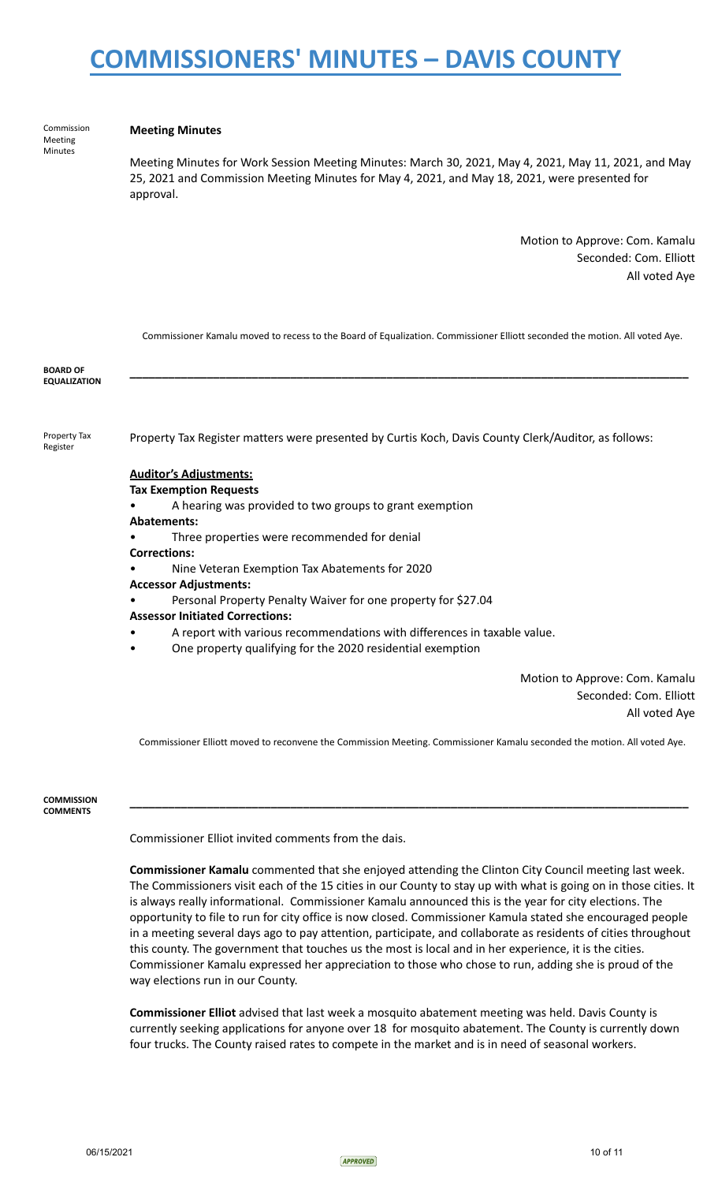Commission Meeting Minutes

**Meeting Minutes**

Meeting Minutes for Work Session Meeting Minutes: March 30, 2021, May 4, 2021, May 11, 2021, and May 25, 2021 and Commission Meeting Minutes for May 4, 2021, and May 18, 2021, were presented for approval.

Motion to Approve: Com. Kamalu
Seconded: Com. Elliott
All voted Aye

Commissioner Kamalu moved to recess to the Board of Equalization. Commissioner Elliott seconded the motion. All voted Aye.

**BOARD OF EQUALIZATION**

---

Property Tax Register

Property Tax Register matters were presented by Curtis Koch, Davis County Clerk/Auditor, as follows:

**Auditor's Adjustments:**

**Tax Exemption Requests**

- A hearing was provided to two groups to grant exemption

**Abatements:**

- Three properties were recommended for denial

**Corrections:**

- Nine Veteran Exemption Tax Abatements for 2020

**Accessor Adjustments:**

- Personal Property Penalty Waiver for one property for $27.04

**Assessor Initiated Corrections:**

- A report with various recommendations with differences in taxable value.
- One property qualifying for the 2020 residential exemption

Motion to Approve: Com. Kamalu
Seconded: Com. Elliott
All voted Aye

Commissioner Elliott moved to reconvene the Commission Meeting. Commissioner Kamalu seconded the motion. All voted Aye.

**COMMISSION COMMENTS**

---

Commissioner Elliot invited comments from the dais.

**Commissioner Kamalu** commented that she enjoyed attending the Clinton City Council meeting last week. The Commissioners visit each of the 15 cities in our County to stay up with what is going on in those cities. It is always really informational. Commissioner Kamalu announced this is the year for city elections. The opportunity to file to run for city office is now closed. Commissioner Kamula stated she encouraged people in a meeting several days ago to pay attention, participate, and collaborate as residents of cities throughout this county. The government that touches us the most is local and in her experience, it is the cities. Commissioner Kamalu expressed her appreciation to those who chose to run, adding she is proud of the way elections run in our County.

**Commissioner Elliot** advised that last week a mosquito abatement meeting was held. Davis County is currently seeking applications for anyone over 18 for mosquito abatement. The County is currently down four trucks. The County raised rates to compete in the market and is in need of seasonal workers.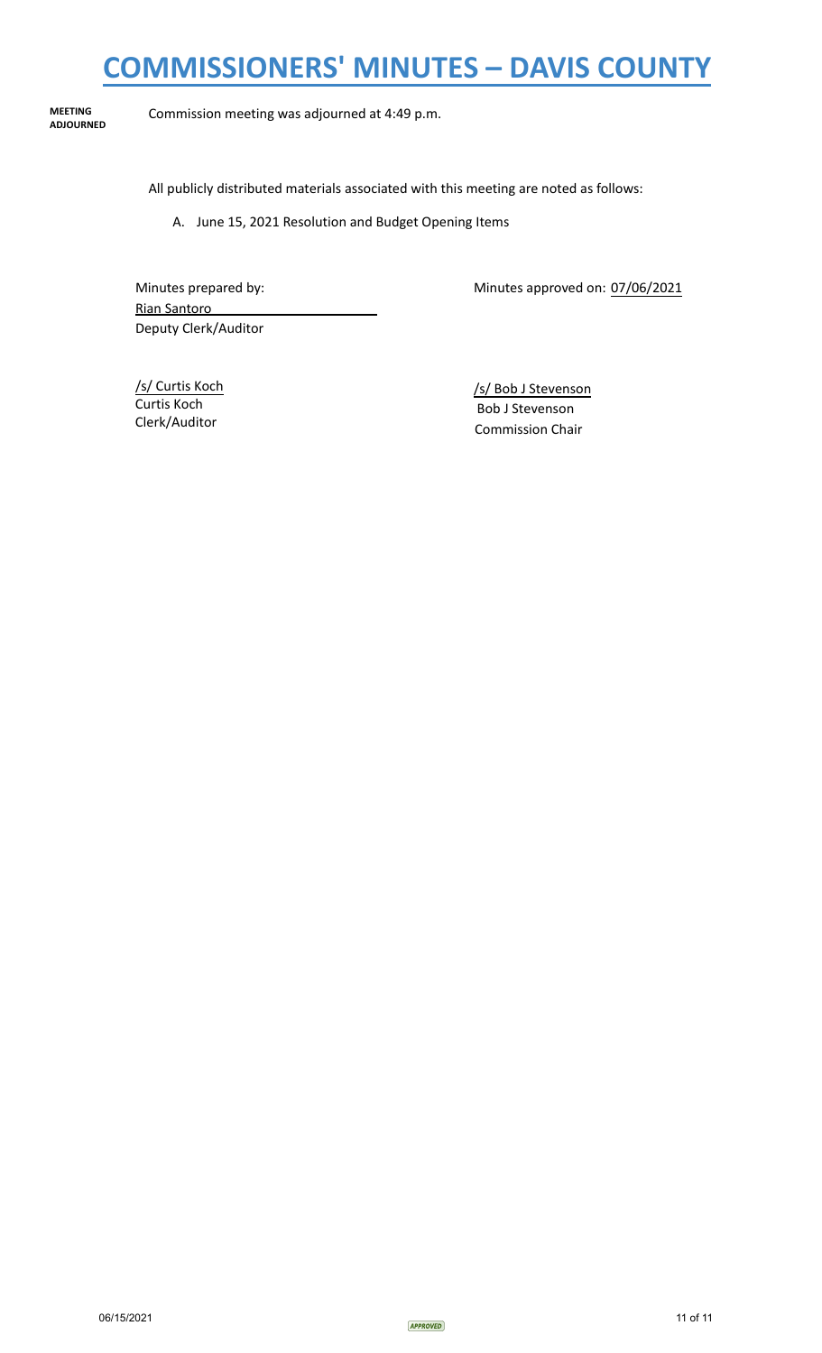**MEETING ADJOURNED**

Commission meeting was adjourned at 4:49 p.m.

All publicly distributed materials associated with this meeting are noted as follows:

A. June 15, 2021 Resolution and Budget Opening Items

Minutes prepared by:
Rian Santoro
Deputy Clerk/Auditor

Minutes approved on: 07/06/2021

/s/ Curtis Koch
Curtis Koch
Clerk/Auditor

/s/ Bob J Stevenson
Bob J Stevenson
Commission Chair